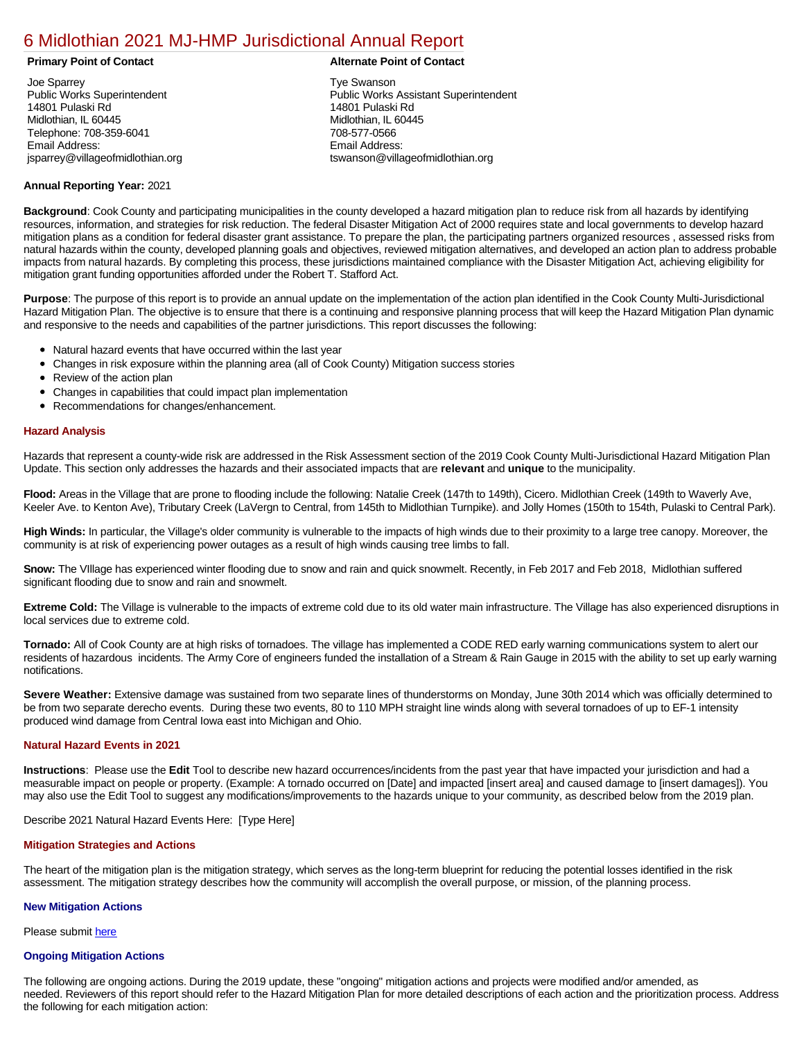# 6 Midlothian 2021 MJ-HMP Jurisdictional Annual Report

**Primary Point of Contact**

Joe Sparrey
Public Works Superintendent
14801 Pulaski Rd
Midlothian, IL 60445
Telephone: 708-359-6041
Email Address:
jsparrey@villageofmidlothian.org

**Alternate Point of Contact**

Tye Swanson
Public Works Assistant Superintendent
14801 Pulaski Rd
Midlothian, IL 60445
708-577-0566
Email Address:
tswanson@villageofmidlothian.org

**Annual Reporting Year:** 2021

**Background**: Cook County and participating municipalities in the county developed a hazard mitigation plan to reduce risk from all hazards by identifying resources, information, and strategies for risk reduction. The federal Disaster Mitigation Act of 2000 requires state and local governments to develop hazard mitigation plans as a condition for federal disaster grant assistance. To prepare the plan, the participating partners organized resources , assessed risks from natural hazards within the county, developed planning goals and objectives, reviewed mitigation alternatives, and developed an action plan to address probable impacts from natural hazards. By completing this process, these jurisdictions maintained compliance with the Disaster Mitigation Act, achieving eligibility for mitigation grant funding opportunities afforded under the Robert T. Stafford Act.

**Purpose**: The purpose of this report is to provide an annual update on the implementation of the action plan identified in the Cook County Multi-Jurisdictional Hazard Mitigation Plan. The objective is to ensure that there is a continuing and responsive planning process that will keep the Hazard Mitigation Plan dynamic and responsive to the needs and capabilities of the partner jurisdictions. This report discusses the following:

- Natural hazard events that have occurred within the last year
- Changes in risk exposure within the planning area (all of Cook County) Mitigation success stories
- Review of the action plan
- Changes in capabilities that could impact plan implementation
- Recommendations for changes/enhancement.

### Hazard Analysis

Hazards that represent a county-wide risk are addressed in the Risk Assessment section of the 2019 Cook County Multi-Jurisdictional Hazard Mitigation Plan Update. This section only addresses the hazards and their associated impacts that are **relevant** and **unique** to the municipality.

**Flood:** Areas in the Village that are prone to flooding include the following: Natalie Creek (147th to 149th), Cicero. Midlothian Creek (149th to Waverly Ave, Keeler Ave. to Kenton Ave), Tributary Creek (LaVergn to Central, from 145th to Midlothian Turnpike). and Jolly Homes (150th to 154th, Pulaski to Central Park).

**High Winds:** In particular, the Village's older community is vulnerable to the impacts of high winds due to their proximity to a large tree canopy. Moreover, the community is at risk of experiencing power outages as a result of high winds causing tree limbs to fall.

**Snow:** The VIllage has experienced winter flooding due to snow and rain and quick snowmelt. Recently, in Feb 2017 and Feb 2018, Midlothian suffered significant flooding due to snow and rain and snowmelt.

**Extreme Cold:** The Village is vulnerable to the impacts of extreme cold due to its old water main infrastructure. The Village has also experienced disruptions in local services due to extreme cold.

**Tornado:** All of Cook County are at high risks of tornadoes. The village has implemented a CODE RED early warning communications system to alert our residents of hazardous incidents. The Army Core of engineers funded the installation of a Stream & Rain Gauge in 2015 with the ability to set up early warning notifications.

**Severe Weather:** Extensive damage was sustained from two separate lines of thunderstorms on Monday, June 30th 2014 which was officially determined to be from two separate derecho events. During these two events, 80 to 110 MPH straight line winds along with several tornadoes of up to EF-1 intensity produced wind damage from Central Iowa east into Michigan and Ohio.

### Natural Hazard Events in 2021

**Instructions**: Please use the **Edit** Tool to describe new hazard occurrences/incidents from the past year that have impacted your jurisdiction and had a measurable impact on people or property. (Example: A tornado occurred on [Date] and impacted [insert area] and caused damage to [insert damages]). You may also use the Edit Tool to suggest any modifications/improvements to the hazards unique to your community, as described below from the 2019 plan.

Describe 2021 Natural Hazard Events Here: [Type Here]

### Mitigation Strategies and Actions

The heart of the mitigation plan is the mitigation strategy, which serves as the long-term blueprint for reducing the potential losses identified in the risk assessment. The mitigation strategy describes how the community will accomplish the overall purpose, or mission, of the planning process.

### New Mitigation Actions

Please submit here

### Ongoing Mitigation Actions

The following are ongoing actions. During the 2019 update, these "ongoing" mitigation actions and projects were modified and/or amended, as needed. Reviewers of this report should refer to the Hazard Mitigation Plan for more detailed descriptions of each action and the prioritization process. Address the following for each mitigation action: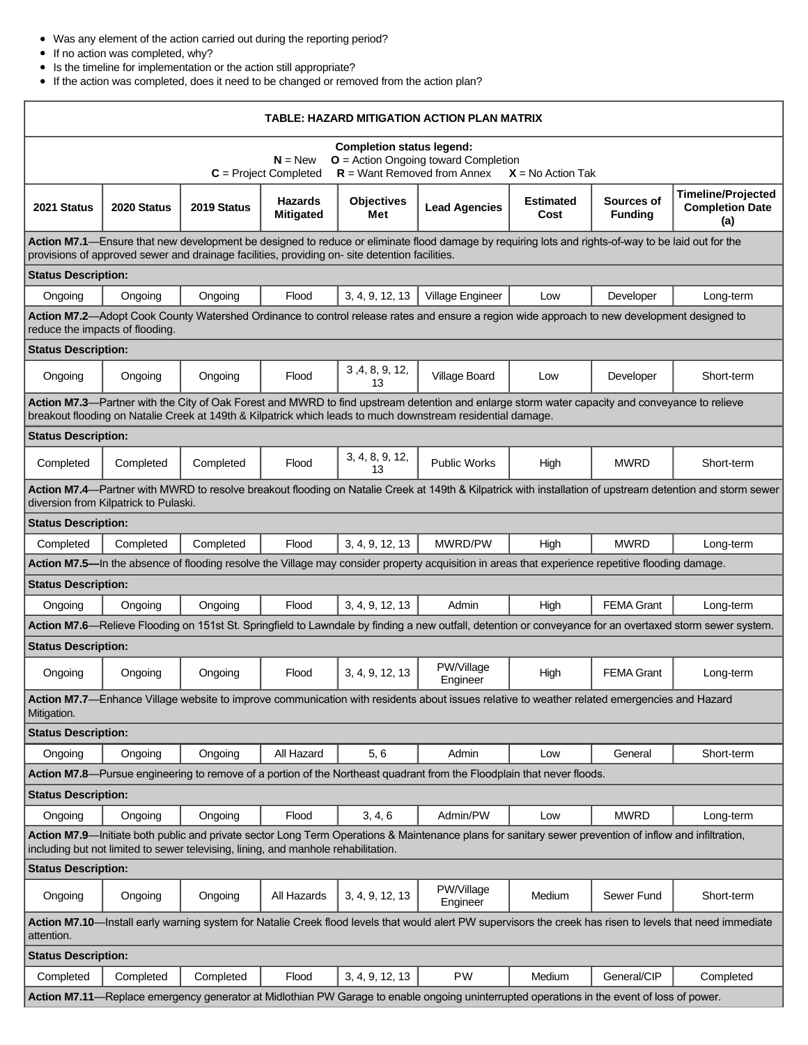- Was any element of the action carried out during the reporting period?
- If no action was completed, why?
- Is the timeline for implementation or the action still appropriate?
- If the action was completed, does it need to be changed or removed from the action plan?

**TABLE: HAZARD MITIGATION ACTION PLAN MATRIX**

**Completion status legend:**
**N** = New **O** = Action Ongoing toward Completion
**C** = Project Completed **R** = Want Removed from Annex **X** = No Action Tak

| 2021 Status | 2020 Status | 2019 Status | Hazards Mitigated | Objectives Met | Lead Agencies | Estimated Cost | Sources of Funding | Timeline/Projected Completion Date (a) |
|---|---|---|---|---|---|---|---|---|
| **Action M7.1**—Ensure that new development be designed to reduce or eliminate flood damage by requiring lots and rights-of-way to be laid out for the provisions of approved sewer and drainage facilities, providing on- site detention facilities. | | | | | | | | |
| **Status Description:** | | | | | | | | |
| Ongoing | Ongoing | Ongoing | Flood | 3, 4, 9, 12, 13 | Village Engineer | Low | Developer | Long-term |
| **Action M7.2**—Adopt Cook County Watershed Ordinance to control release rates and ensure a region wide approach to new development designed to reduce the impacts of flooding. | | | | | | | | |
| **Status Description:** | | | | | | | | |
| Ongoing | Ongoing | Ongoing | Flood | 3 ,4, 8, 9, 12, 13 | Village Board | Low | Developer | Short-term |
| **Action M7.3**—Partner with the City of Oak Forest and MWRD to find upstream detention and enlarge storm water capacity and conveyance to relieve breakout flooding on Natalie Creek at 149th & Kilpatrick which leads to much downstream residential damage. | | | | | | | | |
| **Status Description:** | | | | | | | | |
| Completed | Completed | Completed | Flood | 3, 4, 8, 9, 12, 13 | Public Works | High | MWRD | Short-term |
| **Action M7.4**—Partner with MWRD to resolve breakout flooding on Natalie Creek at 149th & Kilpatrick with installation of upstream detention and storm sewer diversion from Kilpatrick to Pulaski. | | | | | | | | |
| **Status Description:** | | | | | | | | |
| Completed | Completed | Completed | Flood | 3, 4, 9, 12, 13 | MWRD/PW | High | MWRD | Long-term |
| **Action M7.5—**In the absence of flooding resolve the Village may consider property acquisition in areas that experience repetitive flooding damage. | | | | | | | | |
| **Status Description:** | | | | | | | | |
| Ongoing | Ongoing | Ongoing | Flood | 3, 4, 9, 12, 13 | Admin | High | FEMA Grant | Long-term |
| **Action M7.6**—Relieve Flooding on 151st St. Springfield to Lawndale by finding a new outfall, detention or conveyance for an overtaxed storm sewer system. | | | | | | | | |
| **Status Description:** | | | | | | | | |
| Ongoing | Ongoing | Ongoing | Flood | 3, 4, 9, 12, 13 | PW/Village Engineer | High | FEMA Grant | Long-term |
| **Action M7.7**—Enhance Village website to improve communication with residents about issues relative to weather related emergencies and Hazard Mitigation. | | | | | | | | |
| **Status Description:** | | | | | | | | |
| Ongoing | Ongoing | Ongoing | All Hazard | 5, 6 | Admin | Low | General | Short-term |
| **Action M7.8**—Pursue engineering to remove of a portion of the Northeast quadrant from the Floodplain that never floods. | | | | | | | | |
| **Status Description:** | | | | | | | | |
| Ongoing | Ongoing | Ongoing | Flood | 3, 4, 6 | Admin/PW | Low | MWRD | Long-term |
| **Action M7.9**—Initiate both public and private sector Long Term Operations & Maintenance plans for sanitary sewer prevention of inflow and infiltration, including but not limited to sewer televising, lining, and manhole rehabilitation. | | | | | | | | |
| **Status Description:** | | | | | | | | |
| Ongoing | Ongoing | Ongoing | All Hazards | 3, 4, 9, 12, 13 | PW/Village Engineer | Medium | Sewer Fund | Short-term |
| **Action M7.10**—Install early warning system for Natalie Creek flood levels that would alert PW supervisors the creek has risen to levels that need immediate attention. | | | | | | | | |
| **Status Description:** | | | | | | | | |
| Completed | Completed | Completed | Flood | 3, 4, 9, 12, 13 | PW | Medium | General/CIP | Completed |
| **Action M7.11**—Replace emergency generator at Midlothian PW Garage to enable ongoing uninterrupted operations in the event of loss of power. | | | | | | | | |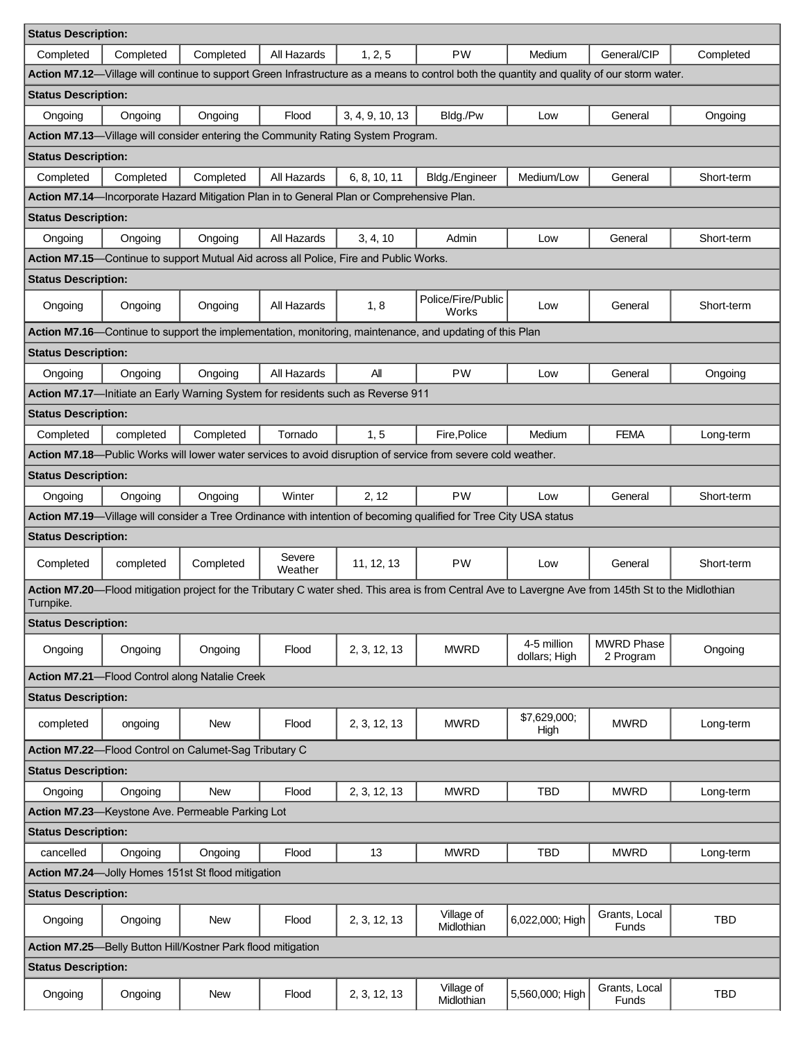| | | | | | | | | |
|---|---|---|---|---|---|---|---|---|
| **Status Description:** | | | | | | | | |
| Completed | Completed | Completed | All Hazards | 1, 2, 5 | PW | Medium | General/CIP | Completed |
| **Action M7.12**—Village will continue to support Green Infrastructure as a means to control both the quantity and quality of our storm water. | | | | | | | | |
| **Status Description:** | | | | | | | | |
| Ongoing | Ongoing | Ongoing | Flood | 3, 4, 9, 10, 13 | Bldg./Pw | Low | General | Ongoing |
| **Action M7.13**—Village will consider entering the Community Rating System Program. | | | | | | | | |
| **Status Description:** | | | | | | | | |
| Completed | Completed | Completed | All Hazards | 6, 8, 10, 11 | Bldg./Engineer | Medium/Low | General | Short-term |
| **Action M7.14**—Incorporate Hazard Mitigation Plan in to General Plan or Comprehensive Plan. | | | | | | | | |
| **Status Description:** | | | | | | | | |
| Ongoing | Ongoing | Ongoing | All Hazards | 3, 4, 10 | Admin | Low | General | Short-term |
| **Action M7.15**—Continue to support Mutual Aid across all Police, Fire and Public Works. | | | | | | | | |
| **Status Description:** | | | | | | | | |
| Ongoing | Ongoing | Ongoing | All Hazards | 1, 8 | Police/Fire/Public Works | Low | General | Short-term |
| **Action M7.16**—Continue to support the implementation, monitoring, maintenance, and updating of this Plan | | | | | | | | |
| **Status Description:** | | | | | | | | |
| Ongoing | Ongoing | Ongoing | All Hazards | All | PW | Low | General | Ongoing |
| **Action M7.17**—Initiate an Early Warning System for residents such as Reverse 911 | | | | | | | | |
| **Status Description:** | | | | | | | | |
| Completed | completed | Completed | Tornado | 1, 5 | Fire,Police | Medium | FEMA | Long-term |
| **Action M7.18**—Public Works will lower water services to avoid disruption of service from severe cold weather. | | | | | | | | |
| **Status Description:** | | | | | | | | |
| Ongoing | Ongoing | Ongoing | Winter | 2, 12 | PW | Low | General | Short-term |
| **Action M7.19**—Village will consider a Tree Ordinance with intention of becoming qualified for Tree City USA status | | | | | | | | |
| **Status Description:** | | | | | | | | |
| Completed | completed | Completed | Severe Weather | 11, 12, 13 | PW | Low | General | Short-term |
| **Action M7.20**—Flood mitigation project for the Tributary C water shed. This area is from Central Ave to Lavergne Ave from 145th St to the Midlothian Turnpike. | | | | | | | | |
| **Status Description:** | | | | | | | | |
| Ongoing | Ongoing | Ongoing | Flood | 2, 3, 12, 13 | MWRD | 4-5 million dollars; High | MWRD Phase 2 Program | Ongoing |
| **Action M7.21**—Flood Control along Natalie Creek | | | | | | | | |
| **Status Description:** | | | | | | | | |
| completed | ongoing | New | Flood | 2, 3, 12, 13 | MWRD | $7,629,000; High | MWRD | Long-term |
| **Action M7.22**—Flood Control on Calumet-Sag Tributary C | | | | | | | | |
| **Status Description:** | | | | | | | | |
| Ongoing | Ongoing | New | Flood | 2, 3, 12, 13 | MWRD | TBD | MWRD | Long-term |
| **Action M7.23**—Keystone Ave. Permeable Parking Lot | | | | | | | | |
| **Status Description:** | | | | | | | | |
| cancelled | Ongoing | Ongoing | Flood | 13 | MWRD | TBD | MWRD | Long-term |
| **Action M7.24**—Jolly Homes 151st St flood mitigation | | | | | | | | |
| **Status Description:** | | | | | | | | |
| Ongoing | Ongoing | New | Flood | 2, 3, 12, 13 | Village of Midlothian | 6,022,000; High | Grants, Local Funds | TBD |
| **Action M7.25**—Belly Button Hill/Kostner Park flood mitigation | | | | | | | | |
| **Status Description:** | | | | | | | | |
| Ongoing | Ongoing | New | Flood | 2, 3, 12, 13 | Village of Midlothian | 5,560,000; High | Grants, Local Funds | TBD |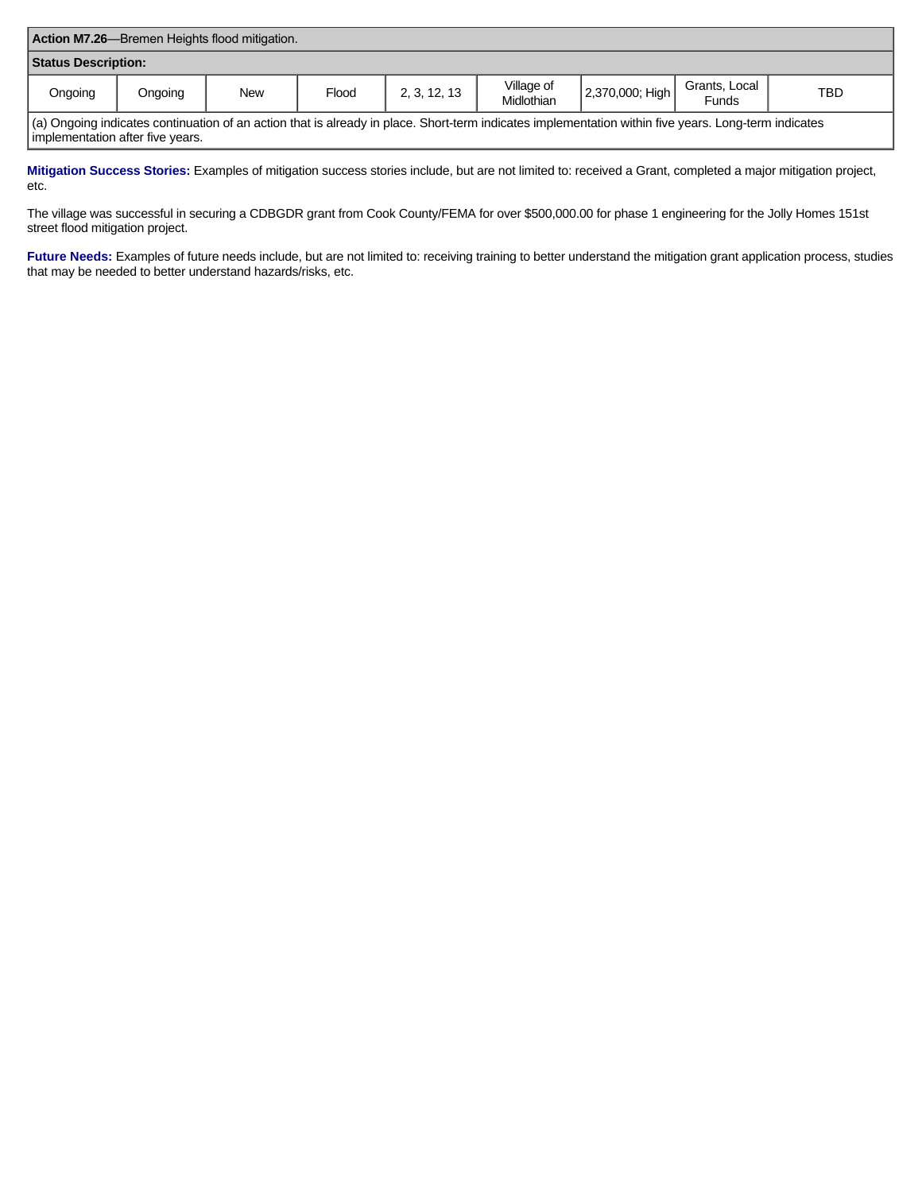| Action M7.26—Bremen Heights flood mitigation. | | | | | | | | |
|---|---|---|---|---|---|---|---|---|
| **Status Description:** | | | | | | | | |
| Ongoing | Ongoing | New | Flood | 2, 3, 12, 13 | Village of Midlothian | 2,370,000; High | Grants, Local Funds | TBD |
| (a) Ongoing indicates continuation of an action that is already in place. Short-term indicates implementation within five years. Long-term indicates implementation after five years. | | | | | | | | |

**Mitigation Success Stories:** Examples of mitigation success stories include, but are not limited to: received a Grant, completed a major mitigation project, etc.

The village was successful in securing a CDBGDR grant from Cook County/FEMA for over $500,000.00 for phase 1 engineering for the Jolly Homes 151st street flood mitigation project.

**Future Needs:** Examples of future needs include, but are not limited to: receiving training to better understand the mitigation grant application process, studies that may be needed to better understand hazards/risks, etc.